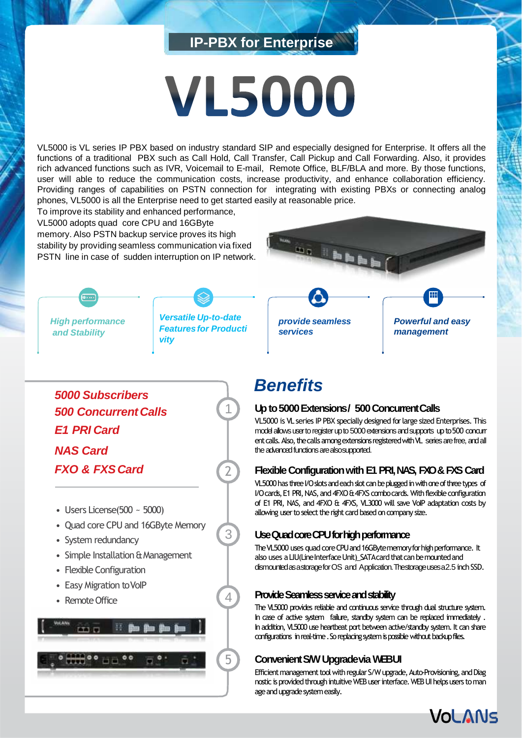IP-PBX for Enterprise

# VL5000

VL5000 is VL series IP PBX based on industry standard SIP and especially designed for Enterprise. It offers all the functions of a traditional PBX such as Call Hold, Call Transfer, Call Pickup and Call Forwarding. Also, it provides rich advanced functions such as IVR, Voicemail to E-mail, Remote Office, BLF/BLA and more. By those functions, user will able to reduce the communication costs, increase productivity, and enhance collaboration efficiency. Providing ranges of capabilities on PSTN connection for integrating with existing PBXs or connecting analog phones, VL5000 is all the Enterprise need to get started easily at reasonable price.

To improve its stability and enhanced performance, VL5000 adopts quad core CPU and 16GByte memory. Also PSTN backup service proves its high stability by providing seamless communication via fixed PSTN line in case of sudden interruption on IP network.

*High performance and Stability*

*Versatile Up-to-date Features for Productivity*

*provide seamless services*

*Powerful and easy management*

*5000 Subscribers*
*500 Concurrent Calls*
*E1 PRI Card*
*NAS Card*
*FXO & FXS Card*

- Users License(500 ~ 5000)
- Quad core CPU and 16GByte Memory
- System redundancy
- Simple Installation & Management
- Flexible Configuration
- Easy Migration to VoIP
- Remote Office

## Benefits

### 1. Up to 5000 Extensions / 500 Concurrent Calls

VL5000 is VL series IP PBX specially designed for large sized Enterprises. This model allows user to register up to 5000 extensions and supports up to 500 concurrent calls. Also, the calls among extensions registered with VL series are free, and all the advanced functions are also supported.

### 2. Flexible Configuration with E1 PRI, NAS, FXO & FXS Card

VL5000 has three I/O slots and each slot can be plugged in with one of three types of I/O cards, E1 PRI, NAS, and 4FXO & 4FXS combo cards. With flexible configuration of E1 PRI, NAS, and 4FXO & 4FXS, VL3000 will save VoIP adaptation costs by allowing user to select the right card based on company size.

### 3. Use Quad core CPU for high performance

The VL5000 uses quad core CPU and 16GByte memory for high performance. It also uses a LIU(Line Interface Unit)_SATA card that can be mounted and dismounted as a storage for OS and Application. The storage uses a 2.5 inch SSD.

### 4. Provide Seamless service and stability

The VL5000 provides reliable and continuous service through dual structure system. In case of active system failure, standby system can be replaced immediately . In addition, VL5000 use heartbeat port between active/standby system. It can share configurations in real-time . So replacing system is possible without backup files.

### 5. Convenient S/W Upgrade via WEBUI

Efficient management tool with regular S/W upgrade, Auto-Provisioning, and Diagnostic is provided through intuitive WEB user interface. WEB UI helps users to manage and upgrade system easily.

VoLANs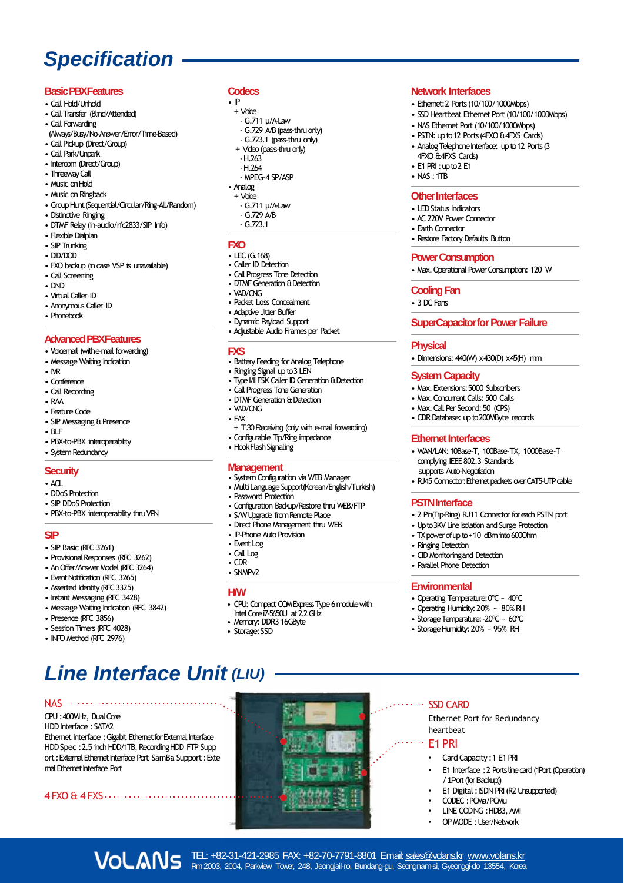# Specification

## Basic PBX Features

- Call Hold/Unhold
- Call Transfer (Blind/Attended)
- Call Forwarding (Always/Busy/No-Answer/Error/Time-Based)
- Call Pickup (Direct/Group)
- Call Park/Unpark
- Intercom (Direct/Group)
- Threeway Call
- Music on Hold
- Music on Ringback
- Group Hunt (Sequential/Circular/Ring-All/Random)
- Distinctive Ringing
- DTMF Relay (in-audio/rfc2833/SIP Info)
- Flexible Dialplan
- SIP Trunking
- DID/DOD
- FXO backup (in case VSP is unavailable)
- Call Screening
- DND
- Virtual Caller ID
- Anonymous Caller ID
- Phonebook

## Advanced PBX Features

- Voicemail (with e-mail forwarding)
- Message Waiting Indication
- IVR
- Conference
- Call Recording
- RAA
- Feature Code
- SIP Messaging & Presence
- BLF
- PBX-to-PBX interoperability
- System Redundancy

## Security

- ACL
- DDoS Protection
- SIP DDoS Protection
- PBX-to-PBX interoperability thru VPN

## SIP

- SIP Basic (RFC 3261)
- Provisional Responses (RFC 3262)
- An Offer/Answer Model (RFC 3264)
- Event Notification (RFC 3265)
- Asserted Identity (RFC 3325)
- Instant Messaging (RFC 3428)
- Message Waiting Indication (RFC 3842)
- Presence (RFC 3856)
- Session Timers (RFC 4028)
- INFO Method (RFC 2976)

## Codecs

- IP
  - + Voice
    - G.711 μ/A-Law
    - G.729 A/B (pass-thru only)
    - G.723.1 (pass-thru only)
  - + Video (pass-thru only)
    - H.263
    - H.264
    - MPEG-4 SP/ASP
- Analog
  - + Voice
    - G.711 μ/A-Law
    - G.729 A/B
    - G.723.1

## FXO

- LEC (G.168)
- Caller ID Detection
- Call Progress Tone Detection
- DTMF Generation & Detection
- VAD/CNG
- Packet Loss Concealment
- Adaptive Jitter Buffer
- Dynamic Payload Support
- Adjustable Audio Frames per Packet

## FXS

- Battery Feeding for Analog Telephone
- Ringing Signal up to 3 LEN
- Type I/II FSK Caller ID Generation & Detection
- Call Progress Tone Generation
- DTMF Generation & Detection
- VAD/CNG
- FAX
  - + T.30 Receiving (only with e-mail forwarding)
- Configurable Tip/Ring impedance
- Hook Flash Signaling

## Management

- System Configuration via WEB Manager
- Multi Language Support(Korean/English/Turkish)
- Password Protection
- Configuration Backup/Restore thru WEB/FTP
- S/W Upgrade from Remote Place
- Direct Phone Management thru WEB
- IP-Phone Auto Provision
- Event Log
- Call Log
- CDR
- SNMPv2

## H/W

- CPU: Compact COM Express Type 6 module with Intel Core i7-5650U at 2.2 GHz
- Memory: DDR3 16GByte
- Storage: SSD

## Network Interfaces

- Ethernet: 2 Ports (10/100/1000Mbps)
- SSD Heartbeat Ethernet Port (10/100/1000Mbps)
- NAS Ethernet Port (10/100/1000Mbps)
- PSTN: up to 12 Ports (4FXO & 4FXS Cards)
- Analog Telephone Interface: up to 12 Ports (3 4FXO & 4FXS Cards)
- E1 PRI : up to 2 E1
- NAS : 1TB

## Other Interfaces

- LED Status Indicators
- AC 220V Power Connector
- Earth Connector
- Restore Factory Defaults Button

## Power Consumption

- Max. Operational Power Consumption: 120 W

## Cooling Fan

- 3 DC Fans

## SuperCapacitor for Power Failure

## Physical

- Dimensions: 440(W) x 430(D) x 45(H) mm

## System Capacity

- Max. Extensions: 5000 Subscribers
- Max. Concurrent Calls: 500 Calls
- Max. Call Per Second: 50 (CPS)
- CDR Database: up to 200MByte records

## Ethernet Interfaces

- WAN/LAN: 10Base-T, 100Base-TX, 1000Base-T complying IEEE 802.3 Standards supports Auto-Negotiation
- RJ45 Connector: Ethernet packets over CAT5-UTP cable

## PSTN Interface

- 2 Pin(Tip-Ring) RJ11 Connector for each PSTN port
- Up to 3KV Line Isolation and Surge Protection
- TX power of up to +10 dBm into 600Ohm
- Ringing Detection
- CID Monitoring and Detection
- Parallel Phone Detection

## Environmental

- Operating Temperature: 0℃ ~ 40℃
- Operating Humidity: 20% ~ 80% RH
- Storage Temperature: -20℃ ~ 60℃
- Storage Humidity: 20% ~ 95% RH

# Line Interface Unit (LIU)

### NAS

CPU : 400MHz, Dual Core
HDD Interface : SATA2
Ethernet Interface : Gigabit Ethernet for External Interface
HDD Spec : 2.5 inch HDD/1TB, Recording HDD FTP Support : External Ethernet Interface Port SamBa Support : External Ethernet Interface Port

### 4 FXO & 4 FXS

### SSD CARD

Ethernet Port for Redundancy heartbeat

### E1 PRI

- Card Capacity : 1 E1 PRI
- E1 Interface : 2 Ports line card (1Port (Operation) / 1Port (for Backup))
- E1 Digital : ISDN PRI (R2 Unsupported)
- CODEC : PCMa/PCMu
- LINE CODING : HDB3, AMI
- OP MODE : User/Network

VoLANs TEL: +82-31-421-2985 FAX: +82-70-7791-8801 Email: sales@volans.kr www.volans.kr
Rm 2003, 2004, Parkview Tower, 248, Jeongjail-ro, Bundang-gu, Seongnam-si, Gyeonggi-do 13554, Korea